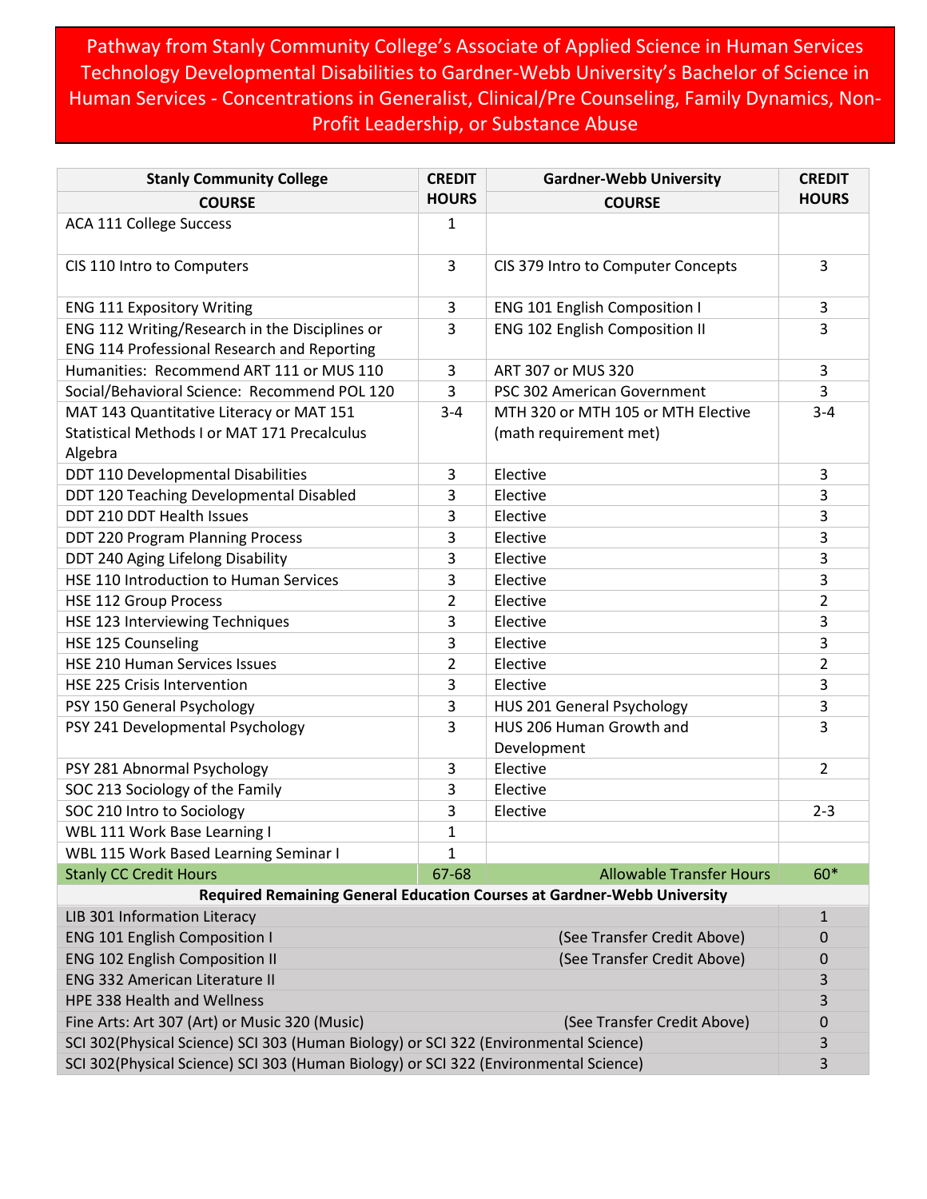# Pathway from Stanly Community College's Associate of Applied Science in Human Services Technology Developmental Disabilities to Gardner-Webb University's Bachelor of Science in Human Services - Concentrations in Generalist, Clinical/Pre Counseling, Family Dynamics, Non-Profit Leadership, or Substance Abuse

| Stanly Community College COURSE | CREDIT HOURS | Gardner-Webb University COURSE | CREDIT HOURS |
|---|---|---|---|
| ACA 111 College Success | 1 | | |
| CIS 110 Intro to Computers | 3 | CIS 379 Intro to Computer Concepts | 3 |
| ENG 111 Expository Writing | 3 | ENG 101 English Composition I | 3 |
| ENG 112 Writing/Research in the Disciplines or ENG 114 Professional Research and Reporting | 3 | ENG 102 English Composition II | 3 |
| Humanities: Recommend ART 111 or MUS 110 | 3 | ART 307 or MUS 320 | 3 |
| Social/Behavioral Science: Recommend POL 120 | 3 | PSC 302 American Government | 3 |
| MAT 143 Quantitative Literacy or MAT 151 Statistical Methods I or MAT 171 Precalculus Algebra | 3-4 | MTH 320 or MTH 105 or MTH Elective (math requirement met) | 3-4 |
| DDT 110 Developmental Disabilities | 3 | Elective | 3 |
| DDT 120 Teaching Developmental Disabled | 3 | Elective | 3 |
| DDT 210 DDT Health Issues | 3 | Elective | 3 |
| DDT 220 Program Planning Process | 3 | Elective | 3 |
| DDT 240 Aging Lifelong Disability | 3 | Elective | 3 |
| HSE 110 Introduction to Human Services | 3 | Elective | 3 |
| HSE 112 Group Process | 2 | Elective | 2 |
| HSE 123 Interviewing Techniques | 3 | Elective | 3 |
| HSE 125 Counseling | 3 | Elective | 3 |
| HSE 210 Human Services Issues | 2 | Elective | 2 |
| HSE 225 Crisis Intervention | 3 | Elective | 3 |
| PSY 150 General Psychology | 3 | HUS 201 General Psychology | 3 |
| PSY 241 Developmental Psychology | 3 | HUS 206 Human Growth and Development | 3 |
| PSY 281 Abnormal Psychology | 3 | Elective | 2 |
| SOC 213 Sociology of the Family | 3 | Elective | |
| SOC 210 Intro to Sociology | 3 | Elective | 2-3 |
| WBL 111 Work Base Learning I | 1 | | |
| WBL 115 Work Based Learning Seminar I | 1 | | |
| Stanly CC Credit Hours | 67-68 | Allowable Transfer Hours | 60* |

| Required Remaining General Education Courses at Gardner-Webb University | | |
|---|---|---|
| LIB 301 Information Literacy | | 1 |
| ENG 101 English Composition I | (See Transfer Credit Above) | 0 |
| ENG 102 English Composition II | (See Transfer Credit Above) | 0 |
| ENG 332 American Literature II | | 3 |
| HPE 338 Health and Wellness | | 3 |
| Fine Arts: Art 307 (Art) or Music 320 (Music) | (See Transfer Credit Above) | 0 |
| SCI 302(Physical Science) SCI 303 (Human Biology) or SCI 322 (Environmental Science) | | 3 |
| SCI 302(Physical Science) SCI 303 (Human Biology) or SCI 322 (Environmental Science) | | 3 |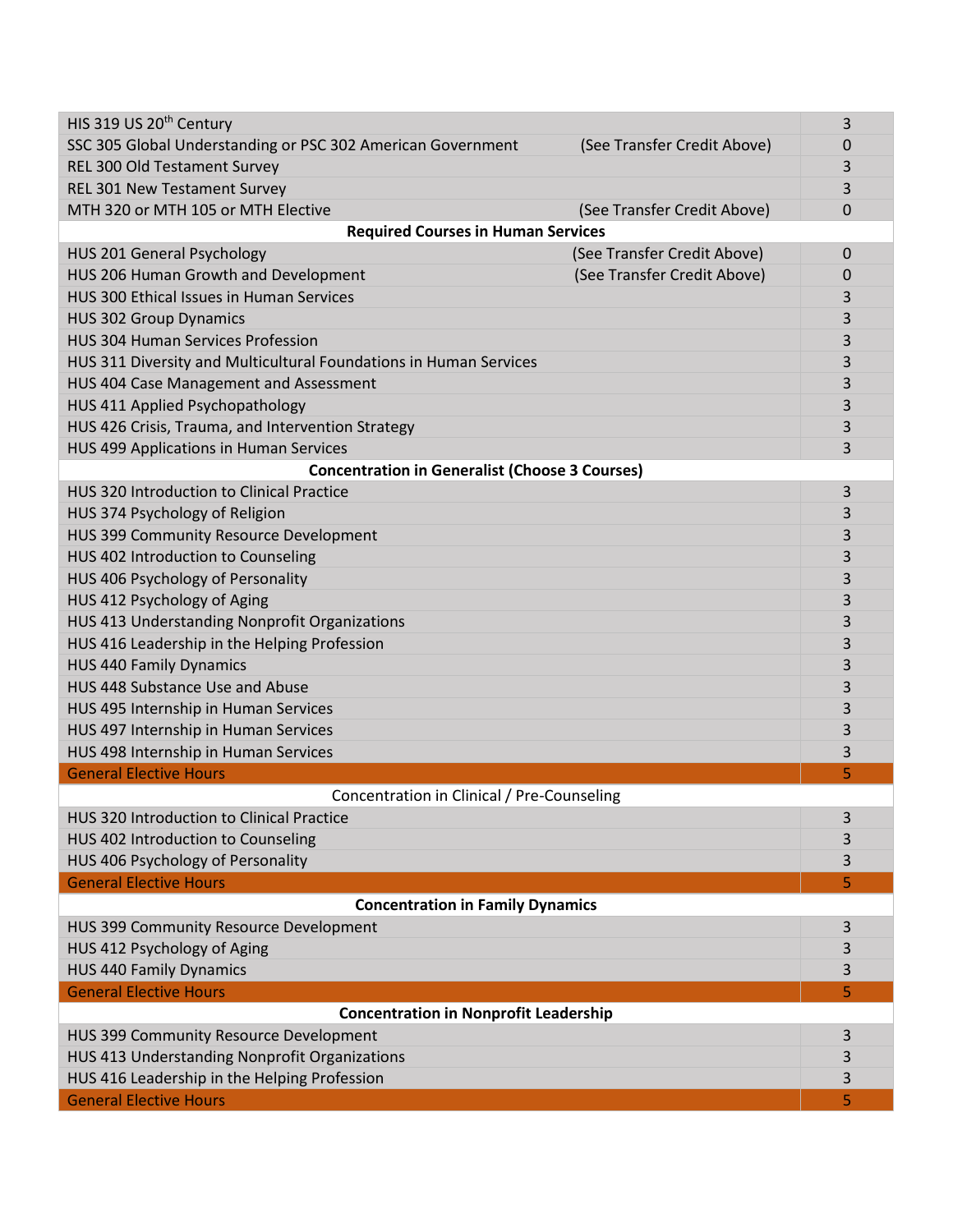| Course | Notes | Credits |
|---|---|---|
| HIS 319 US 20th Century | | 3 |
| SSC 305 Global Understanding or PSC 302 American Government | (See Transfer Credit Above) | 0 |
| REL 300 Old Testament Survey | | 3 |
| REL 301 New Testament Survey | | 3 |
| MTH 320 or MTH 105 or MTH Elective | (See Transfer Credit Above) | 0 |
| **Required Courses in Human Services** | | |
| HUS 201 General Psychology | (See Transfer Credit Above) | 0 |
| HUS 206 Human Growth and Development | (See Transfer Credit Above) | 0 |
| HUS 300 Ethical Issues in Human Services | | 3 |
| HUS 302 Group Dynamics | | 3 |
| HUS 304 Human Services Profession | | 3 |
| HUS 311 Diversity and Multicultural Foundations in Human Services | | 3 |
| HUS 404 Case Management and Assessment | | 3 |
| HUS 411 Applied Psychopathology | | 3 |
| HUS 426 Crisis, Trauma, and Intervention Strategy | | 3 |
| HUS 499 Applications in Human Services | | 3 |
| **Concentration in Generalist (Choose 3 Courses)** | | |
| HUS 320 Introduction to Clinical Practice | | 3 |
| HUS 374 Psychology of Religion | | 3 |
| HUS 399 Community Resource Development | | 3 |
| HUS 402 Introduction to Counseling | | 3 |
| HUS 406 Psychology of Personality | | 3 |
| HUS 412 Psychology of Aging | | 3 |
| HUS 413 Understanding Nonprofit Organizations | | 3 |
| HUS 416 Leadership in the Helping Profession | | 3 |
| HUS 440 Family Dynamics | | 3 |
| HUS 448 Substance Use and Abuse | | 3 |
| HUS 495 Internship in Human Services | | 3 |
| HUS 497 Internship in Human Services | | 3 |
| HUS 498 Internship in Human Services | | 3 |
| General Elective Hours | | 5 |
| Concentration in Clinical / Pre-Counseling | | |
| HUS 320 Introduction to Clinical Practice | | 3 |
| HUS 402 Introduction to Counseling | | 3 |
| HUS 406 Psychology of Personality | | 3 |
| General Elective Hours | | 5 |
| **Concentration in Family Dynamics** | | |
| HUS 399 Community Resource Development | | 3 |
| HUS 412 Psychology of Aging | | 3 |
| HUS 440 Family Dynamics | | 3 |
| General Elective Hours | | 5 |
| **Concentration in Nonprofit Leadership** | | |
| HUS 399 Community Resource Development | | 3 |
| HUS 413 Understanding Nonprofit Organizations | | 3 |
| HUS 416 Leadership in the Helping Profession | | 3 |
| General Elective Hours | | 5 |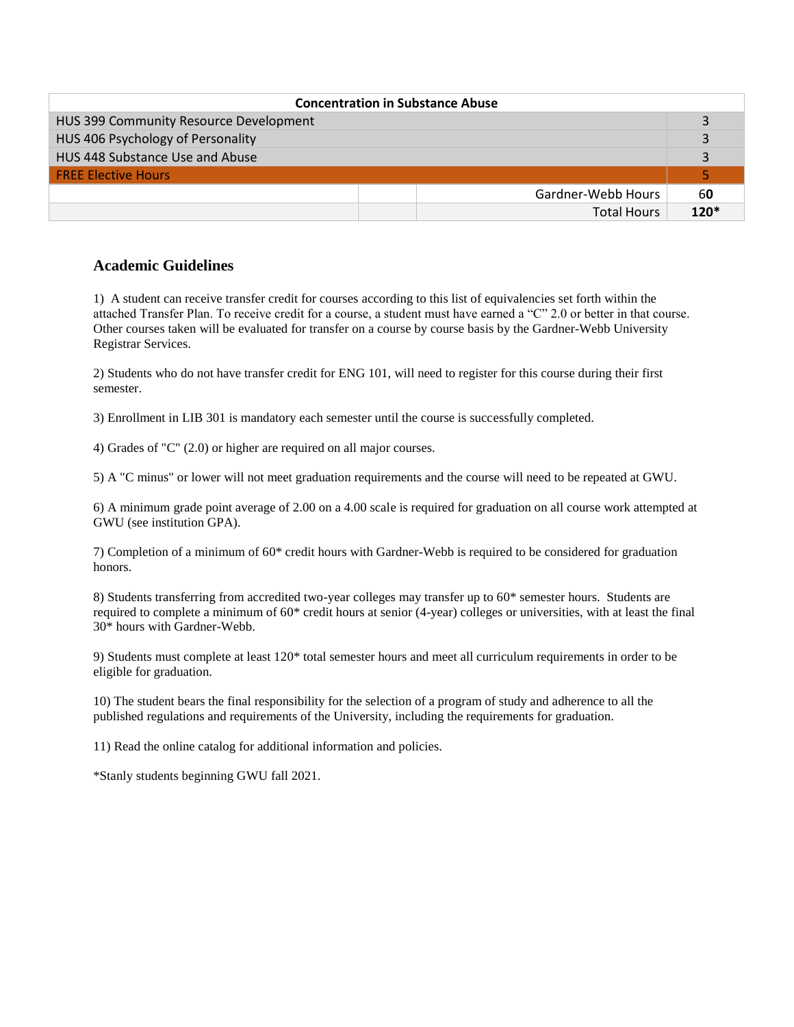| Concentration in Substance Abuse | | | |
|---|---|---|---|
| HUS 399 Community Resource Development | | | 3 |
| HUS 406 Psychology of Personality | | | 3 |
| HUS 448 Substance Use and Abuse | | | 3 |
| FREE Elective Hours | | | 5 |
| | | Gardner-Webb Hours | 60 |
| | | Total Hours | **120*** |

### Academic Guidelines

1) A student can receive transfer credit for courses according to this list of equivalencies set forth within the attached Transfer Plan. To receive credit for a course, a student must have earned a "C" 2.0 or better in that course. Other courses taken will be evaluated for transfer on a course by course basis by the Gardner-Webb University Registrar Services.

2) Students who do not have transfer credit for ENG 101, will need to register for this course during their first semester.

3) Enrollment in LIB 301 is mandatory each semester until the course is successfully completed.

4) Grades of "C" (2.0) or higher are required on all major courses.

5) A "C minus" or lower will not meet graduation requirements and the course will need to be repeated at GWU.

6) A minimum grade point average of 2.00 on a 4.00 scale is required for graduation on all course work attempted at GWU (see institution GPA).

7) Completion of a minimum of 60* credit hours with Gardner-Webb is required to be considered for graduation honors.

8) Students transferring from accredited two-year colleges may transfer up to 60* semester hours. Students are required to complete a minimum of 60* credit hours at senior (4-year) colleges or universities, with at least the final 30* hours with Gardner-Webb.

9) Students must complete at least 120* total semester hours and meet all curriculum requirements in order to be eligible for graduation.

10) The student bears the final responsibility for the selection of a program of study and adherence to all the published regulations and requirements of the University, including the requirements for graduation.

11) Read the online catalog for additional information and policies.

*Stanly students beginning GWU fall 2021.